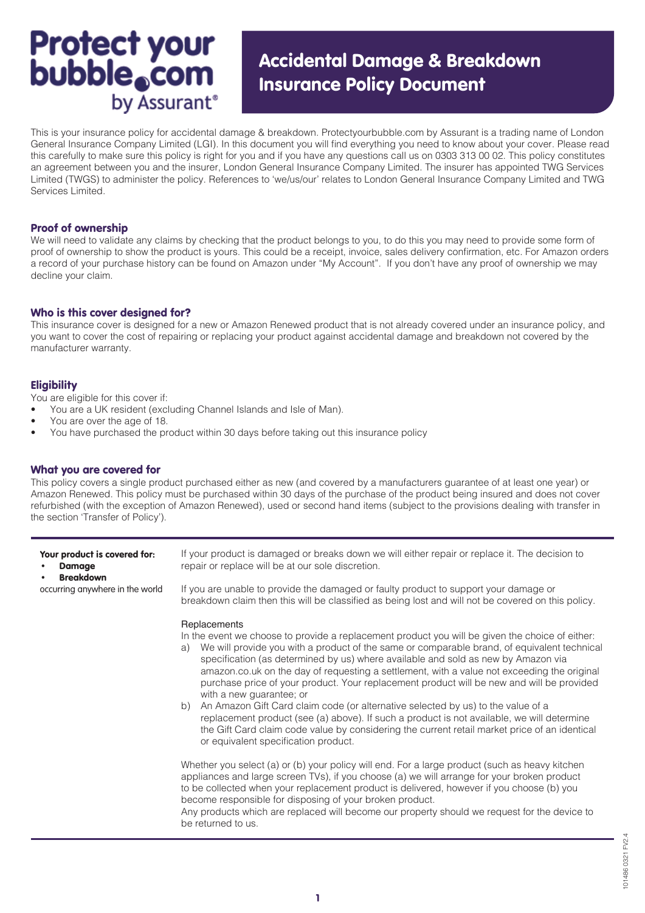Protect your bubble.com by Assurant®

# Accidental Damage & Breakdown Insurance Policy Document

This is your insurance policy for accidental damage & breakdown. Protectyourbubble.com by Assurant is a trading name of London General Insurance Company Limited (LGI). In this document you will find everything you need to know about your cover. Please read this carefully to make sure this policy is right for you and if you have any questions call us on 0303 313 00 02. This policy constitutes an agreement between you and the insurer, London General Insurance Company Limited. The insurer has appointed TWG Services Limited (TWGS) to administer the policy. References to 'we/us/our' relates to London General Insurance Company Limited and TWG Services Limited.

## Proof of ownership

We will need to validate any claims by checking that the product belongs to you, to do this you may need to provide some form of proof of ownership to show the product is yours. This could be a receipt, invoice, sales delivery confirmation, etc. For Amazon orders a record of your purchase history can be found on Amazon under "My Account". If you don't have any proof of ownership we may decline your claim.

## Who is this cover designed for?

This insurance cover is designed for a new or Amazon Renewed product that is not already covered under an insurance policy, and you want to cover the cost of repairing or replacing your product against accidental damage and breakdown not covered by the manufacturer warranty.

## Eligibility

You are eligible for this cover if:

- You are a UK resident (excluding Channel Islands and Isle of Man).
- You are over the age of 18.
- You have purchased the product within 30 days before taking out this insurance policy

## What you are covered for

This policy covers a single product purchased either as new (and covered by a manufacturers guarantee of at least one year) or Amazon Renewed. This policy must be purchased within 30 days of the purchase of the product being insured and does not cover refurbished (with the exception of Amazon Renewed), used or second hand items (subject to the provisions dealing with transfer in the section 'Transfer of Policy').

**Your product is covered for:**

- **Damage**
- **Breakdown**

occurring anywhere in the world

If your product is damaged or breaks down we will either repair or replace it. The decision to repair or replace will be at our sole discretion.

If you are unable to provide the damaged or faulty product to support your damage or breakdown claim then this will be classified as being lost and will not be covered on this policy.

Replacements

In the event we choose to provide a replacement product you will be given the choice of either:

a) We will provide you with a product of the same or comparable brand, of equivalent technical specification (as determined by us) where available and sold as new by Amazon via amazon.co.uk on the day of requesting a settlement, with a value not exceeding the original purchase price of your product. Your replacement product will be new and will be provided with a new guarantee; or

b) An Amazon Gift Card claim code (or alternative selected by us) to the value of a replacement product (see (a) above). If such a product is not available, we will determine the Gift Card claim code value by considering the current retail market price of an identical or equivalent specification product.

Whether you select (a) or (b) your policy will end. For a large product (such as heavy kitchen appliances and large screen TVs), if you choose (a) we will arrange for your broken product to be collected when your replacement product is delivered, however if you choose (b) you become responsible for disposing of your broken product.

Any products which are replaced will become our property should we request for the device to be returned to us.

101486 0321 FV2.4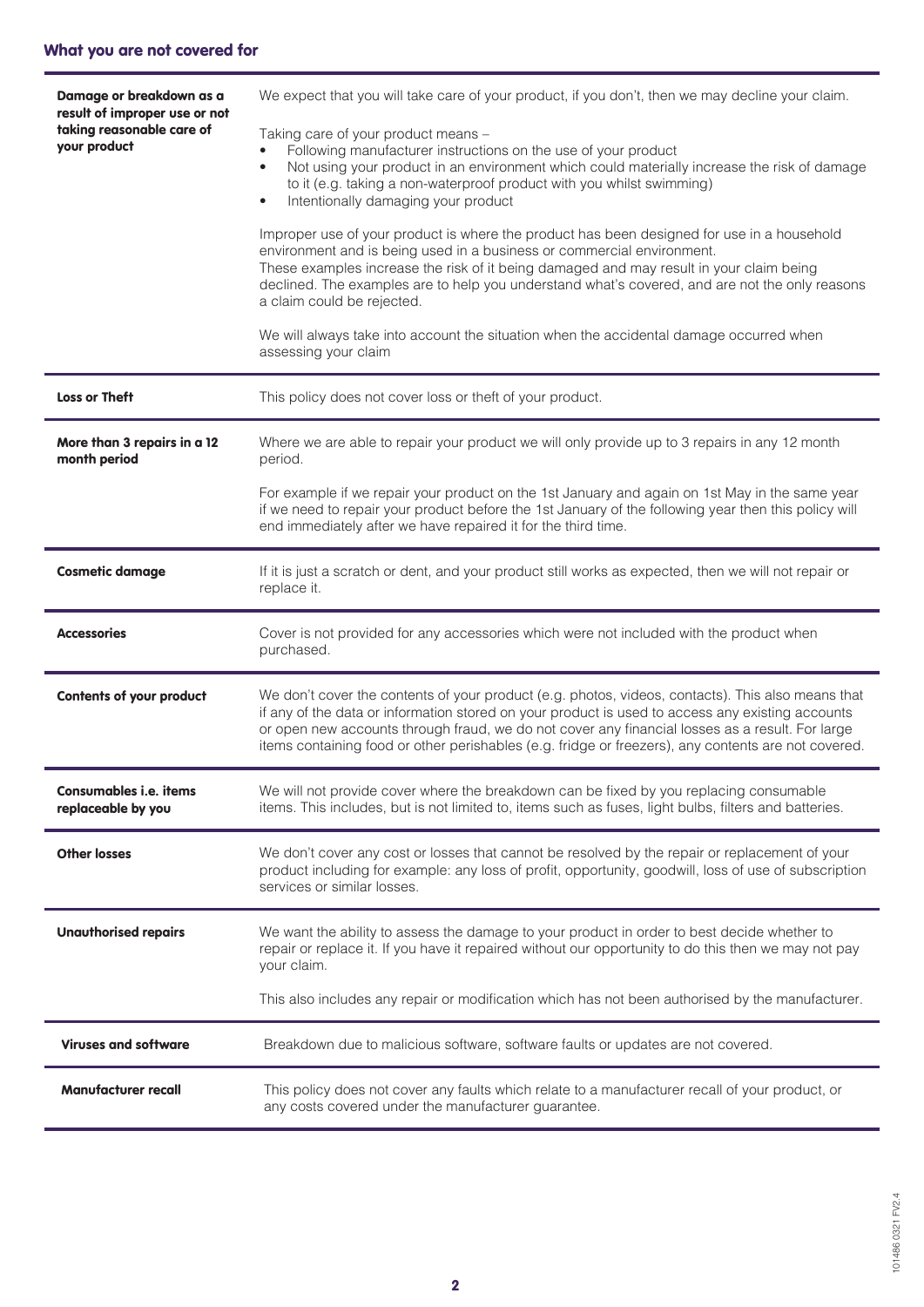## What you are not covered for

| | |
|---|---|
| **Damage or breakdown as a result of improper use or not taking reasonable care of your product** | We expect that you will take care of your product, if you don't, then we may decline your claim.<br><br>Taking care of your product means –<br>• Following manufacturer instructions on the use of your product<br>• Not using your product in an environment which could materially increase the risk of damage to it (e.g. taking a non-waterproof product with you whilst swimming)<br>• Intentionally damaging your product<br><br>Improper use of your product is where the product has been designed for use in a household environment and is being used in a business or commercial environment.<br>These examples increase the risk of it being damaged and may result in your claim being declined. The examples are to help you understand what's covered, and are not the only reasons a claim could be rejected.<br><br>We will always take into account the situation when the accidental damage occurred when assessing your claim |
| **Loss or Theft** | This policy does not cover loss or theft of your product. |
| **More than 3 repairs in a 12 month period** | Where we are able to repair your product we will only provide up to 3 repairs in any 12 month period.<br><br>For example if we repair your product on the 1st January and again on 1st May in the same year if we need to repair your product before the 1st January of the following year then this policy will end immediately after we have repaired it for the third time. |
| **Cosmetic damage** | If it is just a scratch or dent, and your product still works as expected, then we will not repair or replace it. |
| **Accessories** | Cover is not provided for any accessories which were not included with the product when purchased. |
| **Contents of your product** | We don't cover the contents of your product (e.g. photos, videos, contacts). This also means that if any of the data or information stored on your product is used to access any existing accounts or open new accounts through fraud, we do not cover any financial losses as a result. For large items containing food or other perishables (e.g. fridge or freezers), any contents are not covered. |
| **Consumables i.e. items replaceable by you** | We will not provide cover where the breakdown can be fixed by you replacing consumable items. This includes, but is not limited to, items such as fuses, light bulbs, filters and batteries. |
| **Other losses** | We don't cover any cost or losses that cannot be resolved by the repair or replacement of your product including for example: any loss of profit, opportunity, goodwill, loss of use of subscription services or similar losses. |
| **Unauthorised repairs** | We want the ability to assess the damage to your product in order to best decide whether to repair or replace it. If you have it repaired without our opportunity to do this then we may not pay your claim.<br><br>This also includes any repair or modification which has not been authorised by the manufacturer. |
| **Viruses and software** | Breakdown due to malicious software, software faults or updates are not covered. |
| **Manufacturer recall** | This policy does not cover any faults which relate to a manufacturer recall of your product, or any costs covered under the manufacturer guarantee. |

101486 0321 FV2.4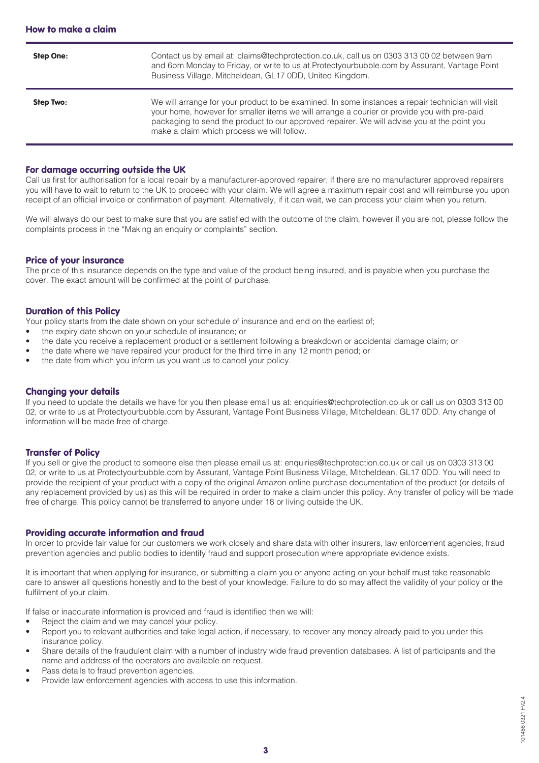## How to make a claim

| | |
|---|---|
| **Step One:** | Contact us by email at: claims@techprotection.co.uk, call us on 0303 313 00 02 between 9am and 6pm Monday to Friday, or write to us at Protectyourbubble.com by Assurant, Vantage Point Business Village, Mitcheldean, GL17 0DD, United Kingdom. |
| **Step Two:** | We will arrange for your product to be examined. In some instances a repair technician will visit your home, however for smaller items we will arrange a courier or provide you with pre-paid packaging to send the product to our approved repairer. We will advise you at the point you make a claim which process we will follow. |

### For damage occurring outside the UK

Call us first for authorisation for a local repair by a manufacturer-approved repairer, if there are no manufacturer approved repairers you will have to wait to return to the UK to proceed with your claim. We will agree a maximum repair cost and will reimburse you upon receipt of an official invoice or confirmation of payment. Alternatively, if it can wait, we can process your claim when you return.

We will always do our best to make sure that you are satisfied with the outcome of the claim, however if you are not, please follow the complaints process in the "Making an enquiry or complaints" section.

### Price of your insurance

The price of this insurance depends on the type and value of the product being insured, and is payable when you purchase the cover. The exact amount will be confirmed at the point of purchase.

### Duration of this Policy

Your policy starts from the date shown on your schedule of insurance and end on the earliest of;

- the expiry date shown on your schedule of insurance; or
- the date you receive a replacement product or a settlement following a breakdown or accidental damage claim; or
- the date where we have repaired your product for the third time in any 12 month period; or
- the date from which you inform us you want us to cancel your policy.

### Changing your details

If you need to update the details we have for you then please email us at: enquiries@techprotection.co.uk or call us on 0303 313 00 02, or write to us at Protectyourbubble.com by Assurant, Vantage Point Business Village, Mitcheldean, GL17 0DD. Any change of information will be made free of charge.

### Transfer of Policy

If you sell or give the product to someone else then please email us at: enquiries@techprotection.co.uk or call us on 0303 313 00 02, or write to us at Protectyourbubble.com by Assurant, Vantage Point Business Village, Mitcheldean, GL17 0DD. You will need to provide the recipient of your product with a copy of the original Amazon online purchase documentation of the product (or details of any replacement provided by us) as this will be required in order to make a claim under this policy. Any transfer of policy will be made free of charge. This policy cannot be transferred to anyone under 18 or living outside the UK.

### Providing accurate information and fraud

In order to provide fair value for our customers we work closely and share data with other insurers, law enforcement agencies, fraud prevention agencies and public bodies to identify fraud and support prosecution where appropriate evidence exists.

It is important that when applying for insurance, or submitting a claim you or anyone acting on your behalf must take reasonable care to answer all questions honestly and to the best of your knowledge. Failure to do so may affect the validity of your policy or the fulfilment of your claim.

If false or inaccurate information is provided and fraud is identified then we will:

- Reject the claim and we may cancel your policy.
- Report you to relevant authorities and take legal action, if necessary, to recover any money already paid to you under this insurance policy.
- Share details of the fraudulent claim with a number of industry wide fraud prevention databases. A list of participants and the name and address of the operators are available on request.
- Pass details to fraud prevention agencies.
- Provide law enforcement agencies with access to use this information.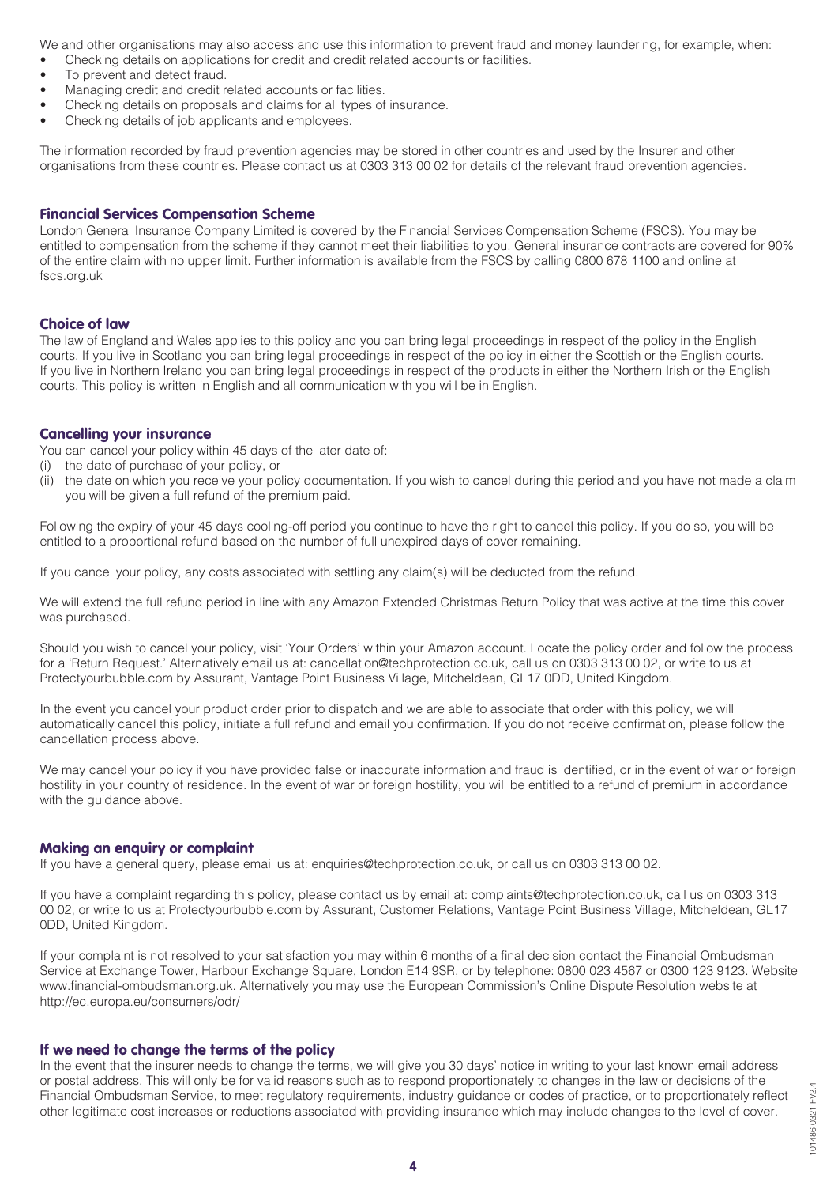We and other organisations may also access and use this information to prevent fraud and money laundering, for example, when:

- Checking details on applications for credit and credit related accounts or facilities.
- To prevent and detect fraud.
- Managing credit and credit related accounts or facilities.
- Checking details on proposals and claims for all types of insurance.
- Checking details of job applicants and employees.

The information recorded by fraud prevention agencies may be stored in other countries and used by the Insurer and other organisations from these countries. Please contact us at 0303 313 00 02 for details of the relevant fraud prevention agencies.

## Financial Services Compensation Scheme

London General Insurance Company Limited is covered by the Financial Services Compensation Scheme (FSCS). You may be entitled to compensation from the scheme if they cannot meet their liabilities to you. General insurance contracts are covered for 90% of the entire claim with no upper limit. Further information is available from the FSCS by calling 0800 678 1100 and online at fscs.org.uk

## Choice of law

The law of England and Wales applies to this policy and you can bring legal proceedings in respect of the policy in the English courts. If you live in Scotland you can bring legal proceedings in respect of the policy in either the Scottish or the English courts. If you live in Northern Ireland you can bring legal proceedings in respect of the products in either the Northern Irish or the English courts. This policy is written in English and all communication with you will be in English.

## Cancelling your insurance

You can cancel your policy within 45 days of the later date of:

(i) the date of purchase of your policy, or
(ii) the date on which you receive your policy documentation. If you wish to cancel during this period and you have not made a claim you will be given a full refund of the premium paid.

Following the expiry of your 45 days cooling-off period you continue to have the right to cancel this policy. If you do so, you will be entitled to a proportional refund based on the number of full unexpired days of cover remaining.

If you cancel your policy, any costs associated with settling any claim(s) will be deducted from the refund.

We will extend the full refund period in line with any Amazon Extended Christmas Return Policy that was active at the time this cover was purchased.

Should you wish to cancel your policy, visit 'Your Orders' within your Amazon account. Locate the policy order and follow the process for a 'Return Request.' Alternatively email us at: cancellation@techprotection.co.uk, call us on 0303 313 00 02, or write to us at Protectyourbubble.com by Assurant, Vantage Point Business Village, Mitcheldean, GL17 0DD, United Kingdom.

In the event you cancel your product order prior to dispatch and we are able to associate that order with this policy, we will automatically cancel this policy, initiate a full refund and email you confirmation. If you do not receive confirmation, please follow the cancellation process above.

We may cancel your policy if you have provided false or inaccurate information and fraud is identified, or in the event of war or foreign hostility in your country of residence. In the event of war or foreign hostility, you will be entitled to a refund of premium in accordance with the guidance above.

## Making an enquiry or complaint

If you have a general query, please email us at: enquiries@techprotection.co.uk, or call us on 0303 313 00 02.

If you have a complaint regarding this policy, please contact us by email at: complaints@techprotection.co.uk, call us on 0303 313 00 02, or write to us at Protectyourbubble.com by Assurant, Customer Relations, Vantage Point Business Village, Mitcheldean, GL17 0DD, United Kingdom.

If your complaint is not resolved to your satisfaction you may within 6 months of a final decision contact the Financial Ombudsman Service at Exchange Tower, Harbour Exchange Square, London E14 9SR, or by telephone: 0800 023 4567 or 0300 123 9123. Website www.financial-ombudsman.org.uk. Alternatively you may use the European Commission's Online Dispute Resolution website at http://ec.europa.eu/consumers/odr/

## If we need to change the terms of the policy

In the event that the insurer needs to change the terms, we will give you 30 days' notice in writing to your last known email address or postal address. This will only be for valid reasons such as to respond proportionately to changes in the law or decisions of the Financial Ombudsman Service, to meet regulatory requirements, industry guidance or codes of practice, or to proportionately reflect other legitimate cost increases or reductions associated with providing insurance which may include changes to the level of cover.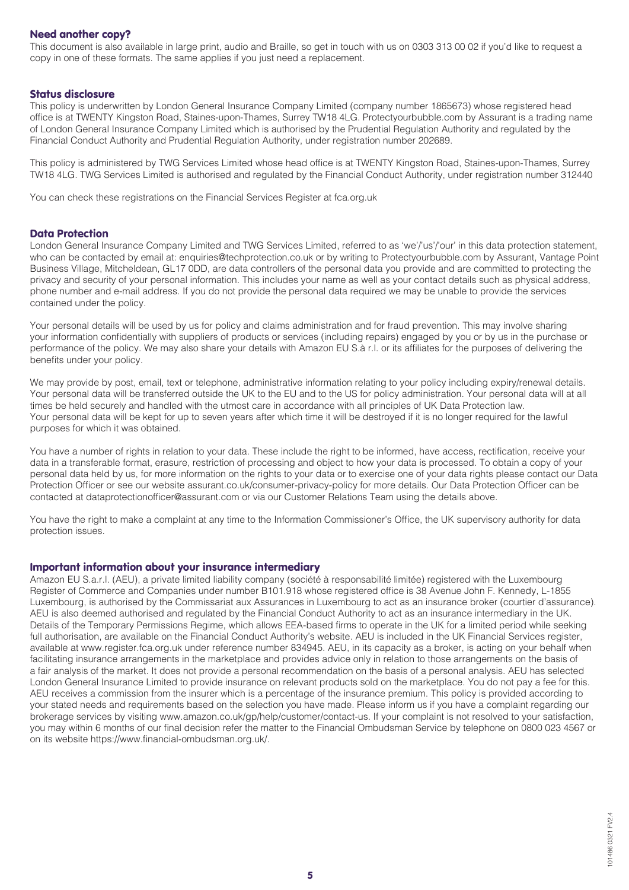## Need another copy?

This document is also available in large print, audio and Braille, so get in touch with us on 0303 313 00 02 if you'd like to request a copy in one of these formats. The same applies if you just need a replacement.

## Status disclosure

This policy is underwritten by London General Insurance Company Limited (company number 1865673) whose registered head office is at TWENTY Kingston Road, Staines-upon-Thames, Surrey TW18 4LG. Protectyourbubble.com by Assurant is a trading name of London General Insurance Company Limited which is authorised by the Prudential Regulation Authority and regulated by the Financial Conduct Authority and Prudential Regulation Authority, under registration number 202689.

This policy is administered by TWG Services Limited whose head office is at TWENTY Kingston Road, Staines-upon-Thames, Surrey TW18 4LG. TWG Services Limited is authorised and regulated by the Financial Conduct Authority, under registration number 312440

You can check these registrations on the Financial Services Register at fca.org.uk

## Data Protection

London General Insurance Company Limited and TWG Services Limited, referred to as 'we'/'us'/'our' in this data protection statement, who can be contacted by email at: enquiries@techprotection.co.uk or by writing to Protectyourbubble.com by Assurant, Vantage Point Business Village, Mitcheldean, GL17 0DD, are data controllers of the personal data you provide and are committed to protecting the privacy and security of your personal information. This includes your name as well as your contact details such as physical address, phone number and e-mail address. If you do not provide the personal data required we may be unable to provide the services contained under the policy.

Your personal details will be used by us for policy and claims administration and for fraud prevention. This may involve sharing your information confidentially with suppliers of products or services (including repairs) engaged by you or by us in the purchase or performance of the policy. We may also share your details with Amazon EU S.à r.l. or its affiliates for the purposes of delivering the benefits under your policy.

We may provide by post, email, text or telephone, administrative information relating to your policy including expiry/renewal details. Your personal data will be transferred outside the UK to the EU and to the US for policy administration. Your personal data will at all times be held securely and handled with the utmost care in accordance with all principles of UK Data Protection law.
Your personal data will be kept for up to seven years after which time it will be destroyed if it is no longer required for the lawful purposes for which it was obtained.

You have a number of rights in relation to your data. These include the right to be informed, have access, rectification, receive your data in a transferable format, erasure, restriction of processing and object to how your data is processed. To obtain a copy of your personal data held by us, for more information on the rights to your data or to exercise one of your data rights please contact our Data Protection Officer or see our website assurant.co.uk/consumer-privacy-policy for more details. Our Data Protection Officer can be contacted at dataprotectionofficer@assurant.com or via our Customer Relations Team using the details above.

You have the right to make a complaint at any time to the Information Commissioner's Office, the UK supervisory authority for data protection issues.

## Important information about your insurance intermediary

Amazon EU S.a.r.l. (AEU), a private limited liability company (société à responsabilité limitée) registered with the Luxembourg Register of Commerce and Companies under number B101.918 whose registered office is 38 Avenue John F. Kennedy, L-1855 Luxembourg, is authorised by the Commissariat aux Assurances in Luxembourg to act as an insurance broker (courtier d'assurance). AEU is also deemed authorised and regulated by the Financial Conduct Authority to act as an insurance intermediary in the UK. Details of the Temporary Permissions Regime, which allows EEA-based firms to operate in the UK for a limited period while seeking full authorisation, are available on the Financial Conduct Authority's website. AEU is included in the UK Financial Services register, available at www.register.fca.org.uk under reference number 834945. AEU, in its capacity as a broker, is acting on your behalf when facilitating insurance arrangements in the marketplace and provides advice only in relation to those arrangements on the basis of a fair analysis of the market. It does not provide a personal recommendation on the basis of a personal analysis. AEU has selected London General Insurance Limited to provide insurance on relevant products sold on the marketplace. You do not pay a fee for this. AEU receives a commission from the insurer which is a percentage of the insurance premium. This policy is provided according to your stated needs and requirements based on the selection you have made. Please inform us if you have a complaint regarding our brokerage services by visiting www.amazon.co.uk/gp/help/customer/contact-us. If your complaint is not resolved to your satisfaction, you may within 6 months of our final decision refer the matter to the Financial Ombudsman Service by telephone on 0800 023 4567 or on its website https://www.financial-ombudsman.org.uk/.

101486 0321 FV2.4